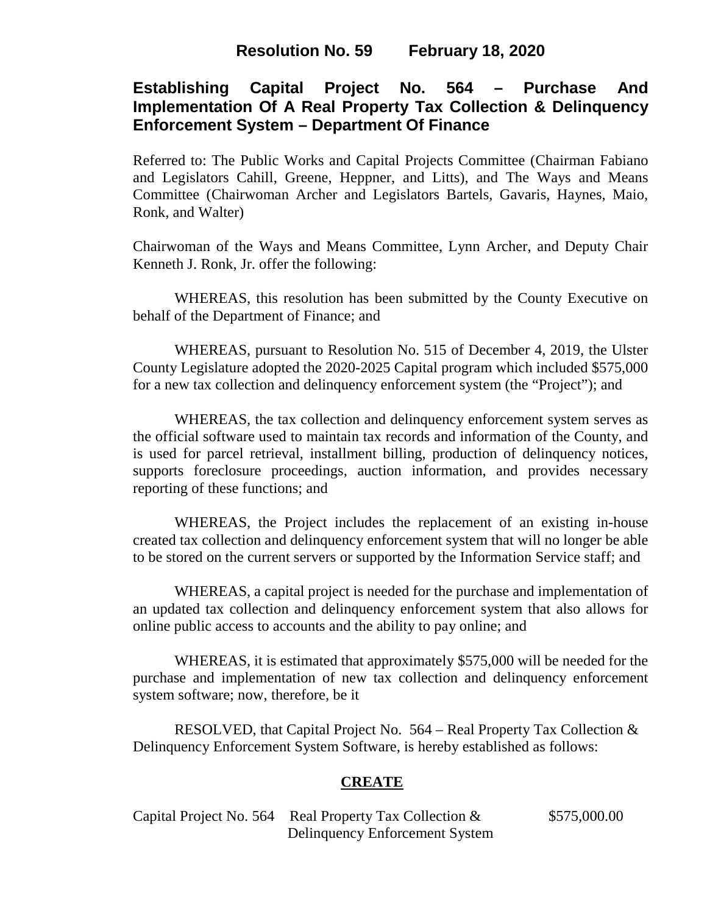**Resolution No. 59 February 18, 2020**

# Establishing Capital Project No. 564 – Purchase And Implementation Of A Real Property Tax Collection & Delinquency Enforcement System – Department Of Finance

Referred to: The Public Works and Capital Projects Committee (Chairman Fabiano and Legislators Cahill, Greene, Heppner, and Litts), and The Ways and Means Committee (Chairwoman Archer and Legislators Bartels, Gavaris, Haynes, Maio, Ronk, and Walter)

Chairwoman of the Ways and Means Committee, Lynn Archer, and Deputy Chair Kenneth J. Ronk, Jr. offer the following:

WHEREAS, this resolution has been submitted by the County Executive on behalf of the Department of Finance; and

WHEREAS, pursuant to Resolution No. 515 of December 4, 2019, the Ulster County Legislature adopted the 2020-2025 Capital program which included $575,000 for a new tax collection and delinquency enforcement system (the "Project"); and

WHEREAS, the tax collection and delinquency enforcement system serves as the official software used to maintain tax records and information of the County, and is used for parcel retrieval, installment billing, production of delinquency notices, supports foreclosure proceedings, auction information, and provides necessary reporting of these functions; and

WHEREAS, the Project includes the replacement of an existing in-house created tax collection and delinquency enforcement system that will no longer be able to be stored on the current servers or supported by the Information Service staff; and

WHEREAS, a capital project is needed for the purchase and implementation of an updated tax collection and delinquency enforcement system that also allows for online public access to accounts and the ability to pay online; and

WHEREAS, it is estimated that approximately $575,000 will be needed for the purchase and implementation of new tax collection and delinquency enforcement system software; now, therefore, be it

RESOLVED, that Capital Project No. 564 – Real Property Tax Collection & Delinquency Enforcement System Software, is hereby established as follows:

**CREATE**

| | | |
|---|---|---|
| Capital Project No. 564 | Real Property Tax Collection & Delinquency Enforcement System | $575,000.00 |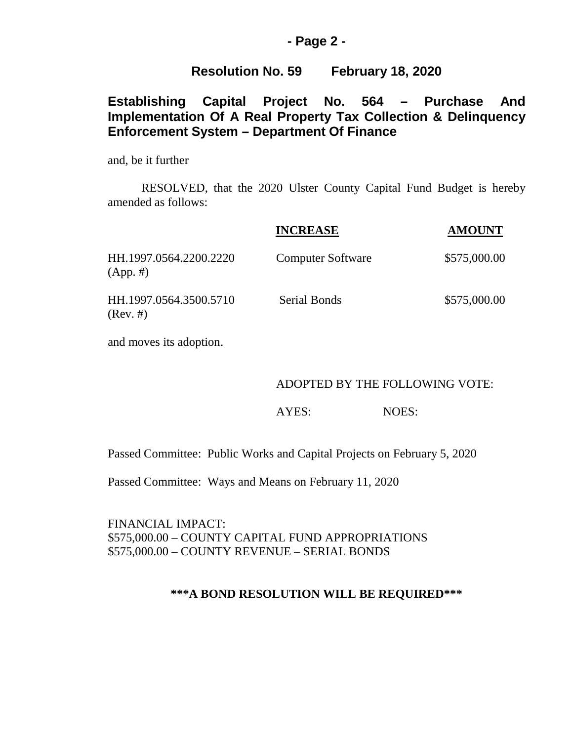## Resolution No. 59 February 18, 2020

## Establishing Capital Project No. 564 – Purchase And Implementation Of A Real Property Tax Collection & Delinquency Enforcement System – Department Of Finance

and, be it further

RESOLVED, that the 2020 Ulster County Capital Fund Budget is hereby amended as follows:

| | **INCREASE** | **AMOUNT** |
|---|---|---|
| HH.1997.0564.2200.2220 (App. #) | Computer Software | $575,000.00 |
| HH.1997.0564.3500.5710 (Rev. #) | Serial Bonds | $575,000.00 |

and moves its adoption.

ADOPTED BY THE FOLLOWING VOTE:

AYES: NOES:

Passed Committee: Public Works and Capital Projects on February 5, 2020

Passed Committee: Ways and Means on February 11, 2020

FINANCIAL IMPACT:
$575,000.00 – COUNTY CAPITAL FUND APPROPRIATIONS
$575,000.00 – COUNTY REVENUE – SERIAL BONDS

**\*\*\*A BOND RESOLUTION WILL BE REQUIRED\*\*\***